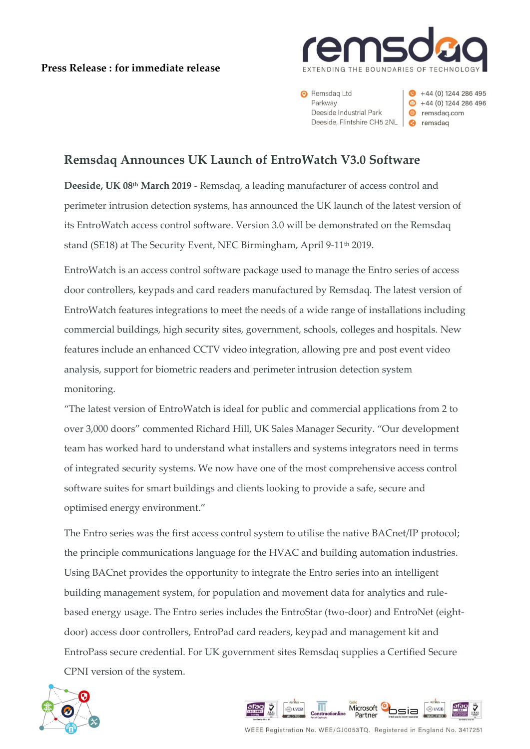**Press Release : for immediate release**

remsdaq
EXTENDING THE BOUNDARIES OF TECHNOLOGY

Remsdaq Ltd
Parkway
Deeside Industrial Park
Deeside, Flintshire CH5 2NL

+44 (0) 1244 286 495
+44 (0) 1244 286 496
remsdaq.com
remsdaq

## Remsdaq Announces UK Launch of EntroWatch V3.0 Software

**Deeside, UK 08th March 2019** - Remsdaq, a leading manufacturer of access control and perimeter intrusion detection systems, has announced the UK launch of the latest version of its EntroWatch access control software. Version 3.0 will be demonstrated on the Remsdaq stand (SE18) at The Security Event, NEC Birmingham, April 9-11th 2019.

EntroWatch is an access control software package used to manage the Entro series of access door controllers, keypads and card readers manufactured by Remsdaq. The latest version of EntroWatch features integrations to meet the needs of a wide range of installations including commercial buildings, high security sites, government, schools, colleges and hospitals. New features include an enhanced CCTV video integration, allowing pre and post event video analysis, support for biometric readers and perimeter intrusion detection system monitoring.

"The latest version of EntroWatch is ideal for public and commercial applications from 2 to over 3,000 doors" commented Richard Hill, UK Sales Manager Security. "Our development team has worked hard to understand what installers and systems integrators need in terms of integrated security systems. We now have one of the most comprehensive access control software suites for smart buildings and clients looking to provide a safe, secure and optimised energy environment."

The Entro series was the first access control system to utilise the native BACnet/IP protocol; the principle communications language for the HVAC and building automation industries. Using BACnet provides the opportunity to integrate the Entro series into an intelligent building management system, for population and movement data for analytics and rule-based energy usage. The Entro series includes the EntroStar (two-door) and EntroNet (eight-door) access door controllers, EntroPad card readers, keypad and management kit and EntroPass secure credential. For UK government sites Remsdaq supplies a Certified Secure CPNI version of the system.

WEEE Registration No. WEE/GJ0053TQ. Registered in England No. 3417251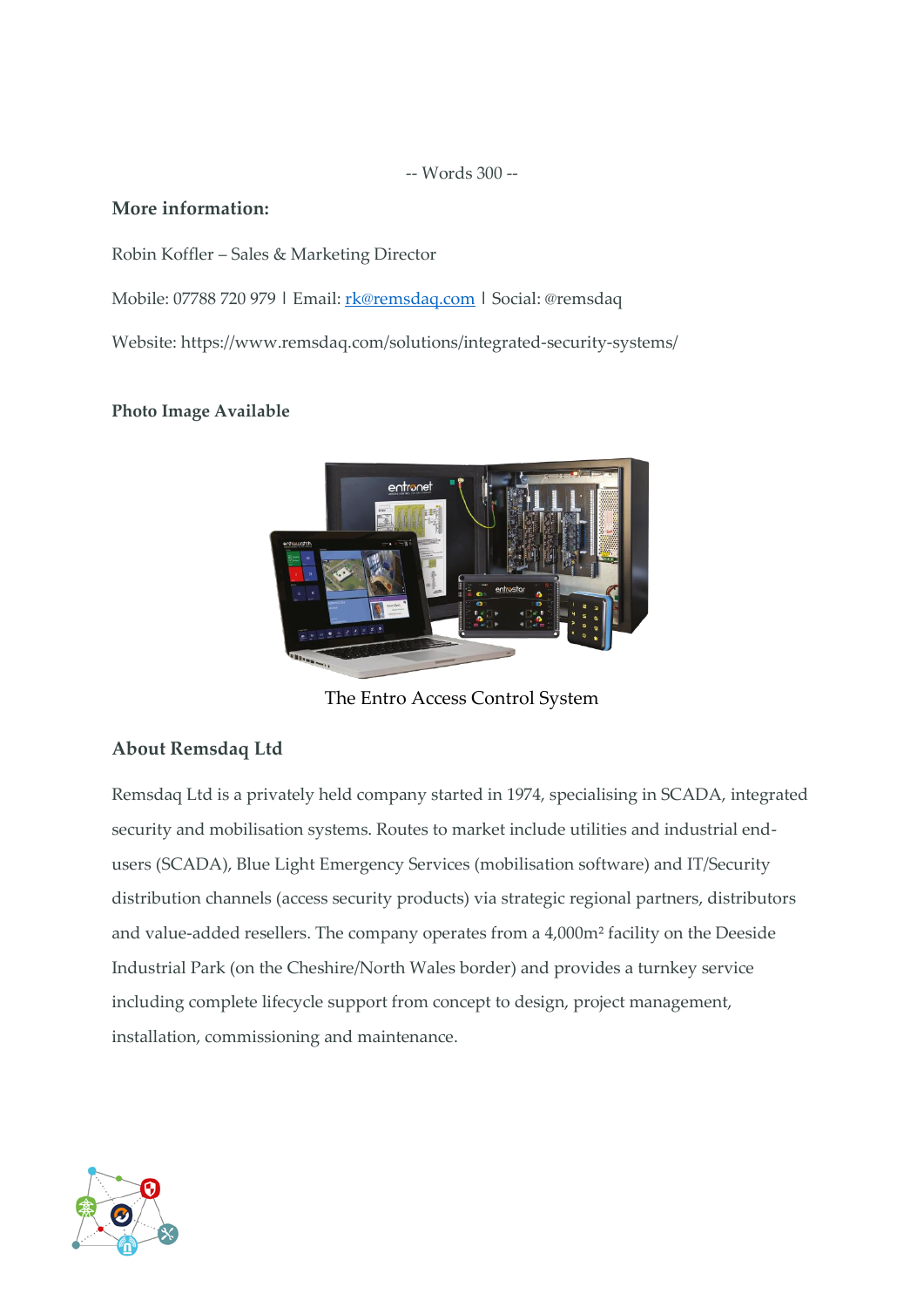-- Words 300 --

## More information:

Robin Koffler – Sales & Marketing Director

Mobile: 07788 720 979 | Email: rk@remsdaq.com | Social: @remsdaq

Website: https://www.remsdaq.com/solutions/integrated-security-systems/

### Photo Image Available

The Entro Access Control System

## About Remsdaq Ltd

Remsdaq Ltd is a privately held company started in 1974, specialising in SCADA, integrated security and mobilisation systems. Routes to market include utilities and industrial end-users (SCADA), Blue Light Emergency Services (mobilisation software) and IT/Security distribution channels (access security products) via strategic regional partners, distributors and value-added resellers. The company operates from a 4,000m² facility on the Deeside Industrial Park (on the Cheshire/North Wales border) and provides a turnkey service including complete lifecycle support from concept to design, project management, installation, commissioning and maintenance.